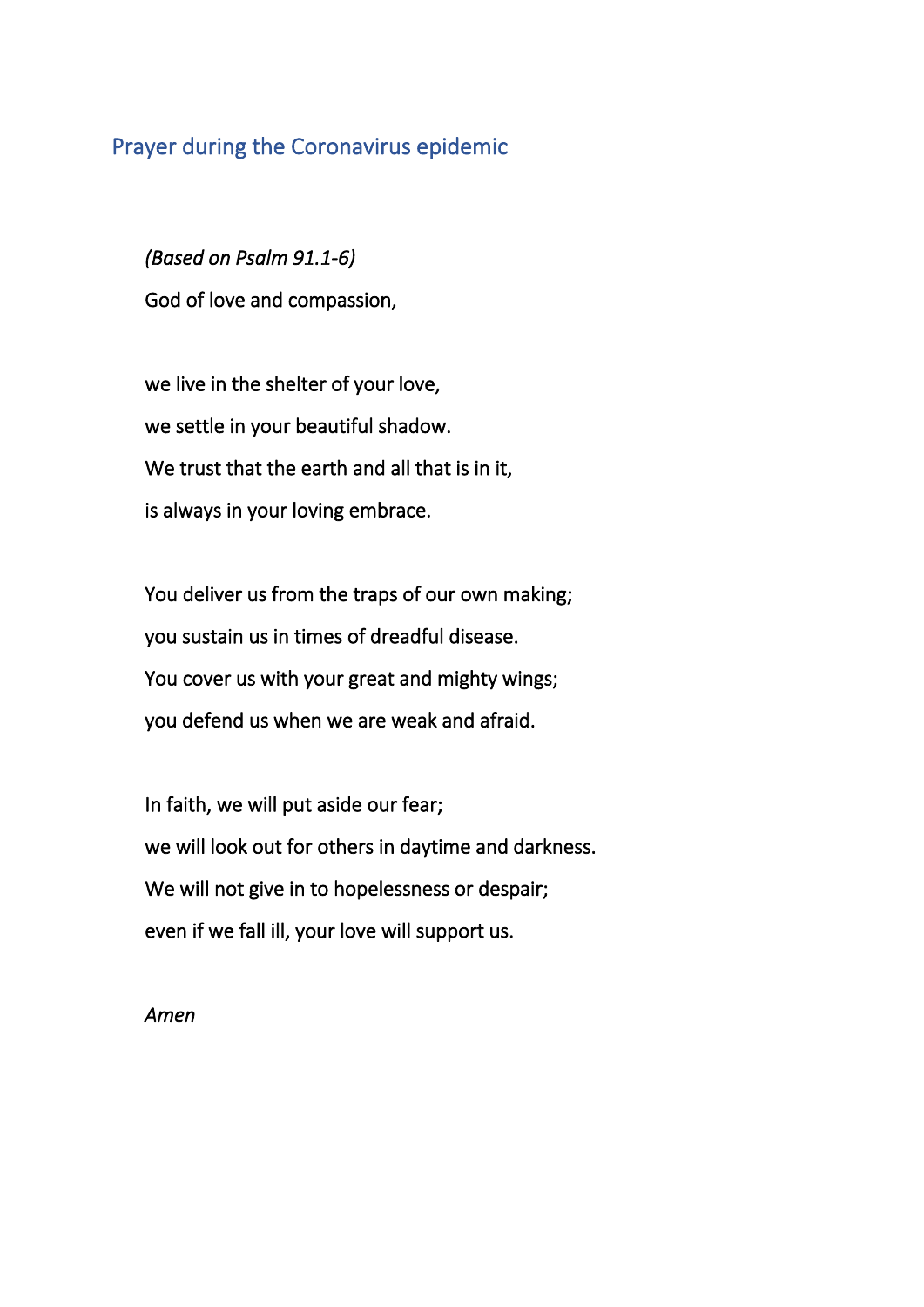## Prayer during the Coronavirus epidemic

*(Based on Psalm 91.1-6)*

God of love and compassion,

we live in the shelter of your love,  
we settle in your beautiful shadow.  
We trust that the earth and all that is in it,  
is always in your loving embrace.

You deliver us from the traps of our own making;  
you sustain us in times of dreadful disease.  
You cover us with your great and mighty wings;  
you defend us when we are weak and afraid.

In faith, we will put aside our fear;  
we will look out for others in daytime and darkness.  
We will not give in to hopelessness or despair;  
even if we fall ill, your love will support us.

*Amen*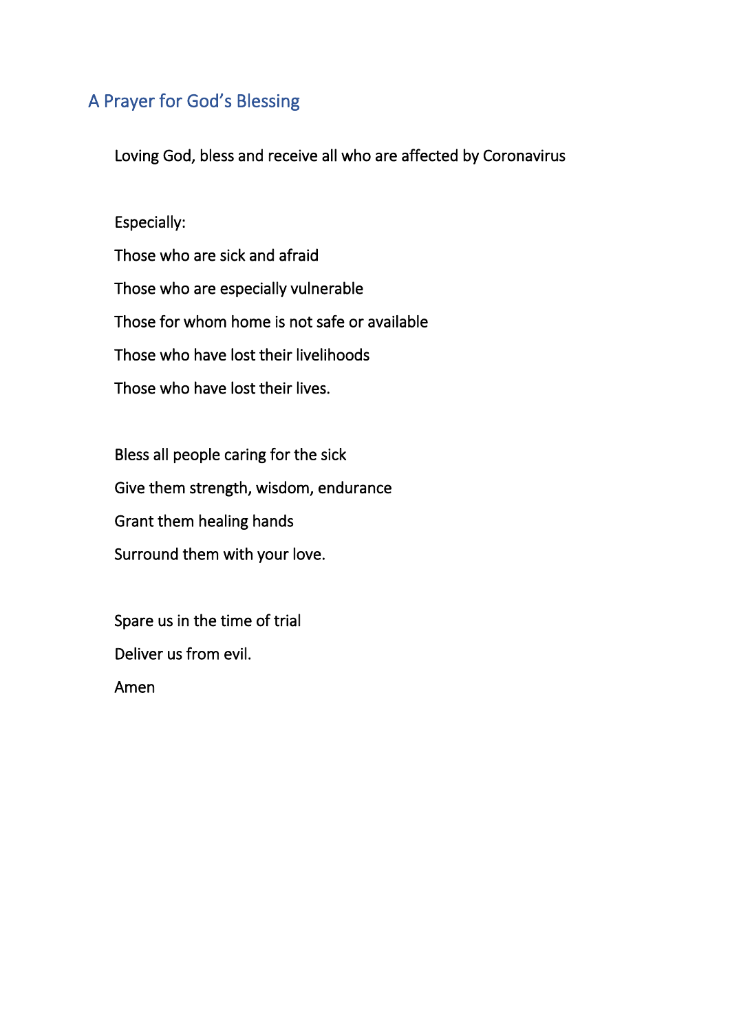## A Prayer for God's Blessing

Loving God, bless and receive all who are affected by Coronavirus

Especially:

Those who are sick and afraid

Those who are especially vulnerable

Those for whom home is not safe or available

Those who have lost their livelihoods

Those who have lost their lives.

Bless all people caring for the sick

Give them strength, wisdom, endurance

Grant them healing hands

Surround them with your love.

Spare us in the time of trial

Deliver us from evil.

Amen